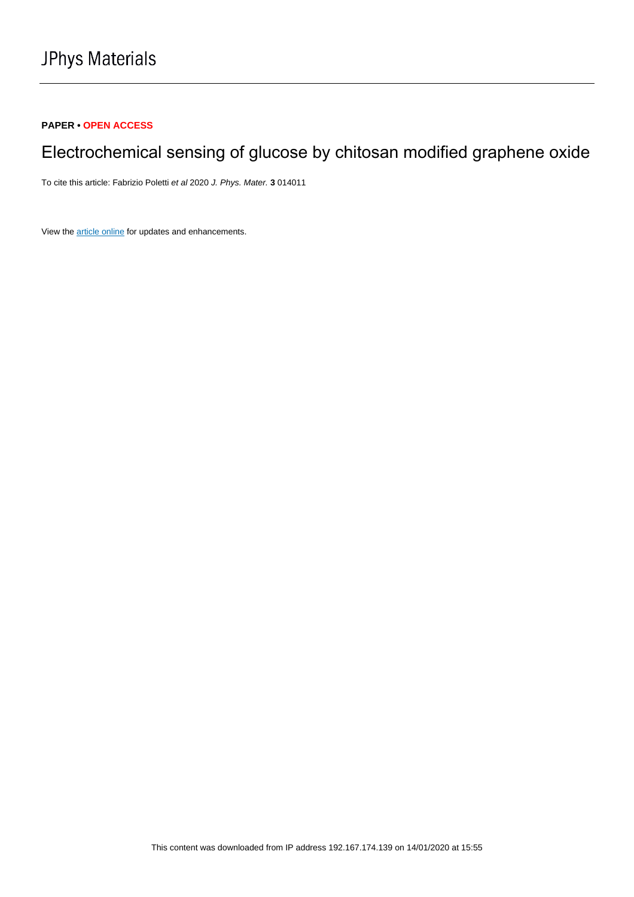JPhys Materials

**PAPER • OPEN ACCESS**

# Electrochemical sensing of glucose by chitosan modified graphene oxide

To cite this article: Fabrizio Poletti *et al* 2020 *J. Phys. Mater.* **3** 014011

View the article online for updates and enhancements.

This content was downloaded from IP address 192.167.174.139 on 14/01/2020 at 15:55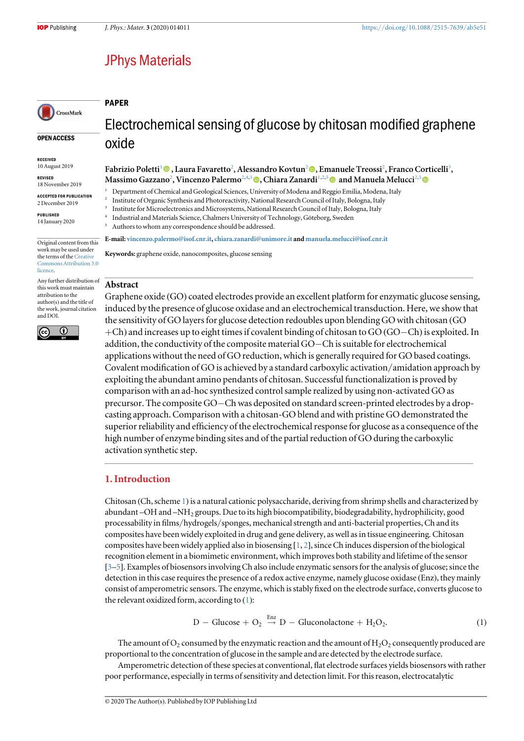# Electrochemical sensing of glucose by chitosan modified graphene oxide

**Fabrizio Poletti**[1], **Laura Favaretto**[2], **Alessandro Kovtun**[2], **Emanuele Treossi**[2], **Franco Corticelli**[3], **Massimo Gazzano**[2], **Vincenzo Palermo**[2,4,5], **Chiara Zanardi**[1,2,5] and **Manuela Melucci**[2,5]

[1] Department of Chemical and Geological Sciences, University of Modena and Reggio Emilia, Modena, Italy

[2] Institute of Organic Synthesis and Photoreactivity, National Research Council of Italy, Bologna, Italy

[3] Institute for Microelectronics and Microsystems, National Research Council of Italy, Bologna, Italy

[4] Industrial and Materials Science, Chalmers University of Technology, Göteborg, Sweden

[5] Authors to whom any correspondence should be addressed.

**E-mail:** vincenzo.palermo@isof.cnr.it, chiara.zanardi@unimore.it and manuela.melucci@isof.cnr.it

**Keywords:** graphene oxide, nanocomposites, glucose sensing

PAPER

OPEN ACCESS

RECEIVED
10 August 2019

REVISED
18 November 2019

ACCEPTED FOR PUBLICATION
2 December 2019

PUBLISHED
14 January 2020

Original content from this work may be used under the terms of the Creative Commons Attribution 3.0 licence.

Any further distribution of this work must maintain attribution to the author(s) and the title of the work, journal citation and DOI.

## Abstract

Graphene oxide (GO) coated electrodes provide an excellent platform for enzymatic glucose sensing, induced by the presence of glucose oxidase and an electrochemical transduction. Here, we show that the sensitivity of GO layers for glucose detection redoubles upon blending GO with chitosan (GO +Ch) and increases up to eight times if covalent binding of chitosan to GO (GO−Ch) is exploited. In addition, the conductivity of the composite material GO−Ch is suitable for electrochemical applications without the need of GO reduction, which is generally required for GO based coatings. Covalent modification of GO is achieved by a standard carboxylic activation/amidation approach by exploiting the abundant amino pendants of chitosan. Successful functionalization is proved by comparison with an ad-hoc synthesized control sample realized by using non-activated GO as precursor. The composite GO−Ch was deposited on standard screen-printed electrodes by a drop-casting approach. Comparison with a chitosan-GO blend and with pristine GO demonstrated the superior reliability and efficiency of the electrochemical response for glucose as a consequence of the high number of enzyme binding sites and of the partial reduction of GO during the carboxylic activation synthetic step.

## 1. Introduction

Chitosan (Ch, scheme 1) is a natural cationic polysaccharide, deriving from shrimp shells and characterized by abundant –OH and –$NH_2$ groups. Due to its high biocompatibility, biodegradability, hydrophilicity, good processability in films/hydrogels/sponges, mechanical strength and anti-bacterial properties, Ch and its composites have been widely exploited in drug and gene delivery, as well as in tissue engineering. Chitosan composites have been widely applied also in biosensing [1, 2], since Ch induces dispersion of the biological recognition element in a biomimetic environment, which improves both stability and lifetime of the sensor [3–5]. Examples of biosensors involving Ch also include enzymatic sensors for the analysis of glucose; since the detection in this case requires the presence of a redox active enzyme, namely glucose oxidase (Enz), they mainly consist of amperometric sensors. The enzyme, which is stably fixed on the electrode surface, converts glucose to the relevant oxidized form, according to (1):

$$\mathrm{D-Glucose} + O_2 \xrightarrow{\mathrm{Enz}} \mathrm{D-Gluconolactone} + H_2O_2. \tag{1}$$

The amount of $O_2$ consumed by the enzymatic reaction and the amount of $H_2O_2$ consequently produced are proportional to the concentration of glucose in the sample and are detected by the electrode surface.

Amperometric detection of these species at conventional, flat electrode surfaces yields biosensors with rather poor performance, especially in terms of sensitivity and detection limit. For this reason, electrocatalytic

© 2020 The Author(s). Published by IOP Publishing Ltd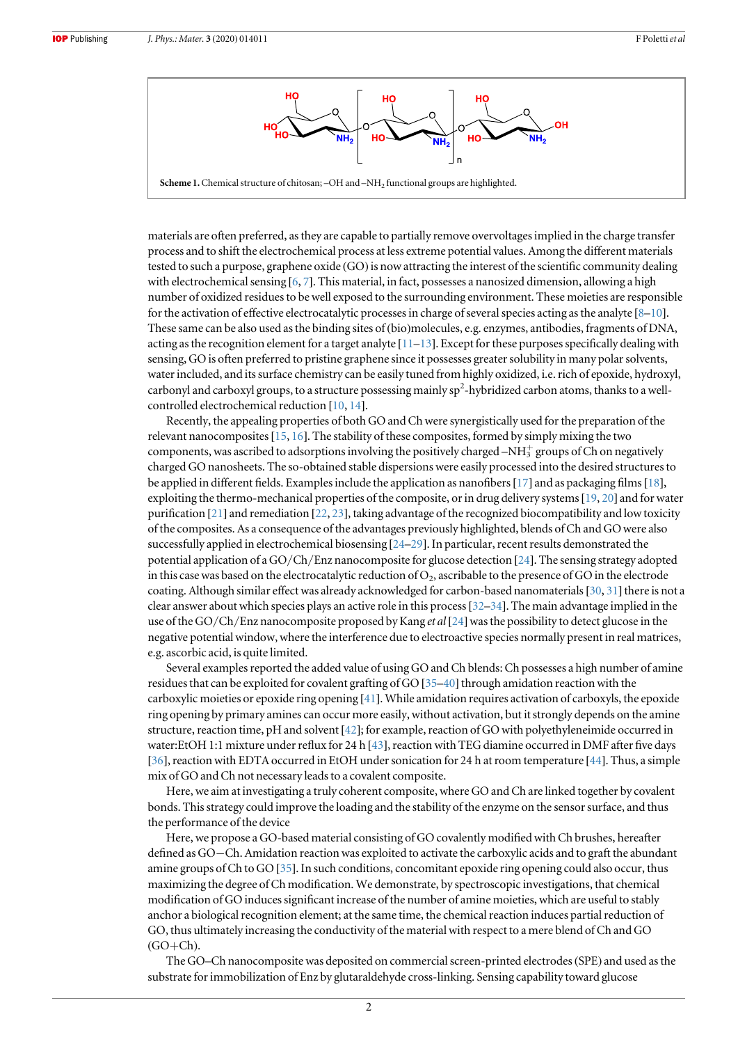**Scheme 1.** Chemical structure of chitosan; –OH and $-NH_2$ functional groups are highlighted.

materials are often preferred, as they are capable to partially remove overvoltages implied in the charge transfer process and to shift the electrochemical process at less extreme potential values. Among the different materials tested to such a purpose, graphene oxide (GO) is now attracting the interest of the scientific community dealing with electrochemical sensing [6, 7]. This material, in fact, possesses a nanosized dimension, allowing a high number of oxidized residues to be well exposed to the surrounding environment. These moieties are responsible for the activation of effective electrocatalytic processes in charge of several species acting as the analyte [8–10]. These same can be also used as the binding sites of (bio)molecules, e.g. enzymes, antibodies, fragments of DNA, acting as the recognition element for a target analyte [11–13]. Except for these purposes specifically dealing with sensing, GO is often preferred to pristine graphene since it possesses greater solubility in many polar solvents, water included, and its surface chemistry can be easily tuned from highly oxidized, i.e. rich of epoxide, hydroxyl, carbonyl and carboxyl groups, to a structure possessing mainly $sp^2$-hybridized carbon atoms, thanks to a well-controlled electrochemical reduction [10, 14].

Recently, the appealing properties of both GO and Ch were synergistically used for the preparation of the relevant nanocomposites [15, 16]. The stability of these composites, formed by simply mixing the two components, was ascribed to adsorptions involving the positively charged $-NH_3^+$ groups of Ch on negatively charged GO nanosheets. The so-obtained stable dispersions were easily processed into the desired structures to be applied in different fields. Examples include the application as nanofibers [17] and as packaging films [18], exploiting the thermo-mechanical properties of the composite, or in drug delivery systems [19, 20] and for water purification [21] and remediation [22, 23], taking advantage of the recognized biocompatibility and low toxicity of the composites. As a consequence of the advantages previously highlighted, blends of Ch and GO were also successfully applied in electrochemical biosensing [24–29]. In particular, recent results demonstrated the potential application of a GO/Ch/Enz nanocomposite for glucose detection [24]. The sensing strategy adopted in this case was based on the electrocatalytic reduction of $O_2$, ascribable to the presence of GO in the electrode coating. Although similar effect was already acknowledged for carbon-based nanomaterials [30, 31] there is not a clear answer about which species plays an active role in this process [32–34]. The main advantage implied in the use of the GO/Ch/Enz nanocomposite proposed by Kang *et al* [24] was the possibility to detect glucose in the negative potential window, where the interference due to electroactive species normally present in real matrices, e.g. ascorbic acid, is quite limited.

Several examples reported the added value of using GO and Ch blends: Ch possesses a high number of amine residues that can be exploited for covalent grafting of GO [35–40] through amidation reaction with the carboxylic moieties or epoxide ring opening [41]. While amidation requires activation of carboxyls, the epoxide ring opening by primary amines can occur more easily, without activation, but it strongly depends on the amine structure, reaction time, pH and solvent [42]; for example, reaction of GO with polyethyleneimide occurred in water:EtOH 1:1 mixture under reflux for 24 h [43], reaction with TEG diamine occurred in DMF after five days [36], reaction with EDTA occurred in EtOH under sonication for 24 h at room temperature [44]. Thus, a simple mix of GO and Ch not necessary leads to a covalent composite.

Here, we aim at investigating a truly coherent composite, where GO and Ch are linked together by covalent bonds. This strategy could improve the loading and the stability of the enzyme on the sensor surface, and thus the performance of the device

Here, we propose a GO-based material consisting of GO covalently modified with Ch brushes, hereafter defined as GO−Ch. Amidation reaction was exploited to activate the carboxylic acids and to graft the abundant amine groups of Ch to GO [35]. In such conditions, concomitant epoxide ring opening could also occur, thus maximizing the degree of Ch modification. We demonstrate, by spectroscopic investigations, that chemical modification of GO induces significant increase of the number of amine moieties, which are useful to stably anchor a biological recognition element; at the same time, the chemical reaction induces partial reduction of GO, thus ultimately increasing the conductivity of the material with respect to a mere blend of Ch and GO (GO+Ch).

The GO–Ch nanocomposite was deposited on commercial screen-printed electrodes (SPE) and used as the substrate for immobilization of Enz by glutaraldehyde cross-linking. Sensing capability toward glucose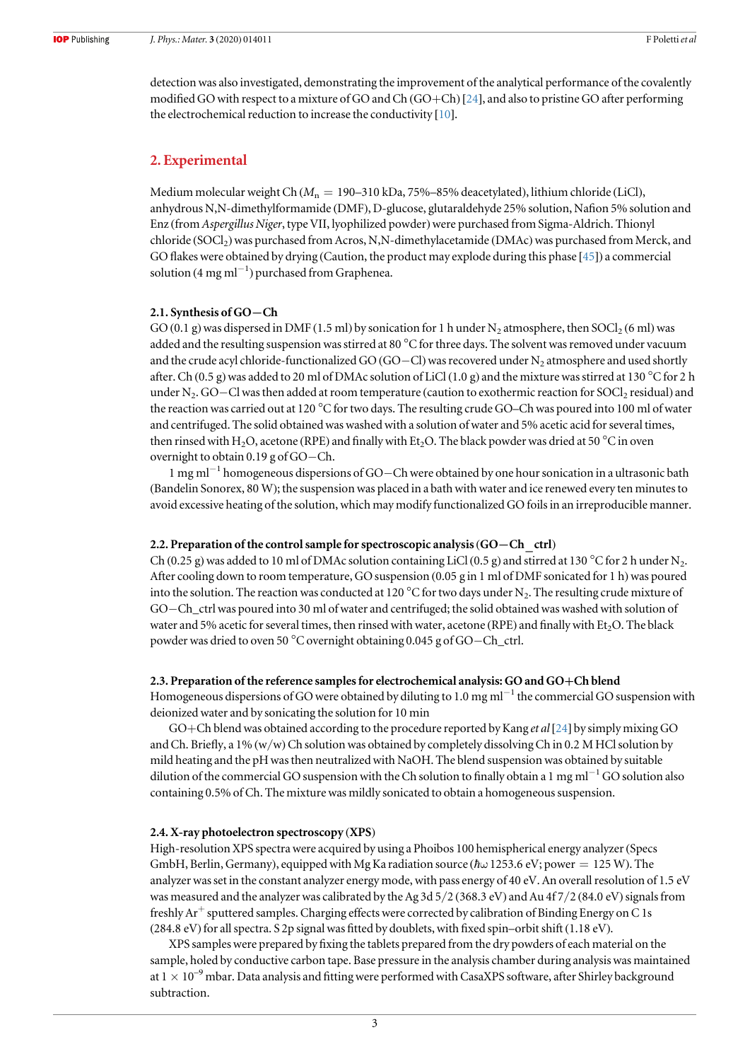detection was also investigated, demonstrating the improvement of the analytical performance of the covalently modified GO with respect to a mixture of GO and Ch (GO+Ch) [24], and also to pristine GO after performing the electrochemical reduction to increase the conductivity [10].

## 2. Experimental

Medium molecular weight Ch ($M_n$ = 190–310 kDa, 75%–85% deacetylated), lithium chloride (LiCl), anhydrous N,N-dimethylformamide (DMF), D-glucose, glutaraldehyde 25% solution, Nafion 5% solution and Enz (from *Aspergillus Niger*, type VII, lyophilized powder) were purchased from Sigma-Aldrich. Thionyl chloride ($SOCl_2$) was purchased from Acros, N,N-dimethylacetamide (DMAc) was purchased from Merck, and GO flakes were obtained by drying (Caution, the product may explode during this phase [45]) a commercial solution (4 mg $ml^{-1}$) purchased from Graphenea.

### 2.1. Synthesis of GO−Ch

GO (0.1 g) was dispersed in DMF (1.5 ml) by sonication for 1 h under $N_2$ atmosphere, then $SOCl_2$ (6 ml) was added and the resulting suspension was stirred at 80 °C for three days. The solvent was removed under vacuum and the crude acyl chloride-functionalized GO (GO−Cl) was recovered under $N_2$ atmosphere and used shortly after. Ch (0.5 g) was added to 20 ml of DMAc solution of LiCl (1.0 g) and the mixture was stirred at 130 °C for 2 h under $N_2$. GO−Cl was then added at room temperature (caution to exothermic reaction for $SOCl_2$ residual) and the reaction was carried out at 120 °C for two days. The resulting crude GO–Ch was poured into 100 ml of water and centrifuged. The solid obtained was washed with a solution of water and 5% acetic acid for several times, then rinsed with $H_2O$, acetone (RPE) and finally with $Et_2O$. The black powder was dried at 50 °C in oven overnight to obtain 0.19 g of GO−Ch.

1 mg $ml^{-1}$ homogeneous dispersions of GO−Ch were obtained by one hour sonication in a ultrasonic bath (Bandelin Sonorex, 80 W); the suspension was placed in a bath with water and ice renewed every ten minutes to avoid excessive heating of the solution, which may modify functionalized GO foils in an irreproducible manner.

### 2.2. Preparation of the control sample for spectroscopic analysis (GO−Ch_ctrl)

Ch (0.25 g) was added to 10 ml of DMAc solution containing LiCl (0.5 g) and stirred at 130 °C for 2 h under $N_2$. After cooling down to room temperature, GO suspension (0.05 g in 1 ml of DMF sonicated for 1 h) was poured into the solution. The reaction was conducted at 120 °C for two days under $N_2$. The resulting crude mixture of GO−Ch_ctrl was poured into 30 ml of water and centrifuged; the solid obtained was washed with solution of water and 5% acetic for several times, then rinsed with water, acetone (RPE) and finally with $Et_2O$. The black powder was dried to oven 50 °C overnight obtaining 0.045 g of GO−Ch_ctrl.

### 2.3. Preparation of the reference samples for electrochemical analysis: GO and GO+Ch blend

Homogeneous dispersions of GO were obtained by diluting to 1.0 mg $ml^{-1}$ the commercial GO suspension with deionized water and by sonicating the solution for 10 min

GO+Ch blend was obtained according to the procedure reported by Kang *et al* [24] by simply mixing GO and Ch. Briefly, a 1% (w/w) Ch solution was obtained by completely dissolving Ch in 0.2 M HCl solution by mild heating and the pH was then neutralized with NaOH. The blend suspension was obtained by suitable dilution of the commercial GO suspension with the Ch solution to finally obtain a 1 mg $ml^{-1}$ GO solution also containing 0.5% of Ch. The mixture was mildly sonicated to obtain a homogeneous suspension.

### 2.4. X-ray photoelectron spectroscopy (XPS)

High-resolution XPS spectra were acquired by using a Phoibos 100 hemispherical energy analyzer (Specs GmbH, Berlin, Germany), equipped with Mg Ka radiation source ($\hbar\omega$ 1253.6 eV; power = 125 W). The analyzer was set in the constant analyzer energy mode, with pass energy of 40 eV. An overall resolution of 1.5 eV was measured and the analyzer was calibrated by the Ag 3d 5/2 (368.3 eV) and Au 4f 7/2 (84.0 eV) signals from freshly $Ar^+$ sputtered samples. Charging effects were corrected by calibration of Binding Energy on C 1s (284.8 eV) for all spectra. S 2p signal was fitted by doublets, with fixed spin–orbit shift (1.18 eV).

XPS samples were prepared by fixing the tablets prepared from the dry powders of each material on the sample, holed by conductive carbon tape. Base pressure in the analysis chamber during analysis was maintained at $1 \times 10^{-9}$ mbar. Data analysis and fitting were performed with CasaXPS software, after Shirley background subtraction.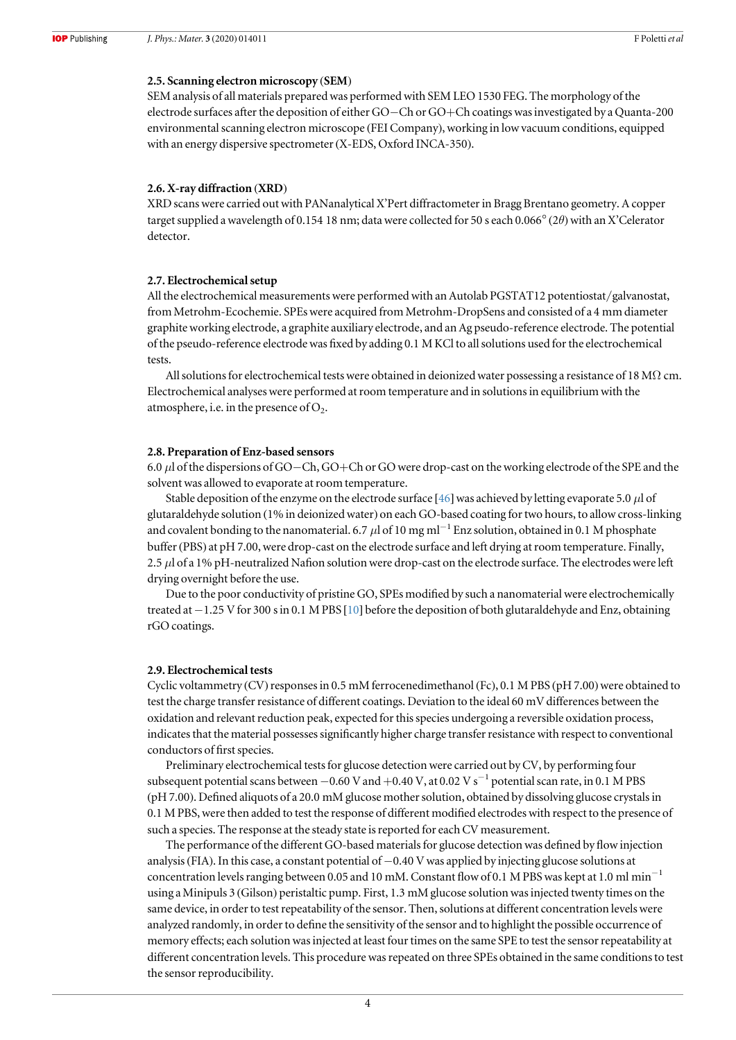### 2.5. Scanning electron microscopy (SEM)

SEM analysis of all materials prepared was performed with SEM LEO 1530 FEG. The morphology of the electrode surfaces after the deposition of either GO−Ch or GO+Ch coatings was investigated by a Quanta-200 environmental scanning electron microscope (FEI Company), working in low vacuum conditions, equipped with an energy dispersive spectrometer (X-EDS, Oxford INCA-350).

### 2.6. X-ray diffraction (XRD)

XRD scans were carried out with PANanalytical X'Pert diffractometer in Bragg Brentano geometry. A copper target supplied a wavelength of 0.154 18 nm; data were collected for 50 s each 0.066° ($2\theta$) with an X'Celerator detector.

### 2.7. Electrochemical setup

All the electrochemical measurements were performed with an Autolab PGSTAT12 potentiostat/galvanostat, from Metrohm-Ecochemie. SPEs were acquired from Metrohm-DropSens and consisted of a 4 mm diameter graphite working electrode, a graphite auxiliary electrode, and an Ag pseudo-reference electrode. The potential of the pseudo-reference electrode was fixed by adding 0.1 M KCl to all solutions used for the electrochemical tests.

All solutions for electrochemical tests were obtained in deionized water possessing a resistance of 18 M$\Omega$ cm. Electrochemical analyses were performed at room temperature and in solutions in equilibrium with the atmosphere, i.e. in the presence of $O_2$.

### 2.8. Preparation of Enz-based sensors

6.0 $\mu$l of the dispersions of GO−Ch, GO+Ch or GO were drop-cast on the working electrode of the SPE and the solvent was allowed to evaporate at room temperature.

Stable deposition of the enzyme on the electrode surface [46] was achieved by letting evaporate 5.0 $\mu$l of glutaraldehyde solution (1% in deionized water) on each GO-based coating for two hours, to allow cross-linking and covalent bonding to the nanomaterial. 6.7 $\mu$l of 10 mg ml$^{-1}$ Enz solution, obtained in 0.1 M phosphate buffer (PBS) at pH 7.00, were drop-cast on the electrode surface and left drying at room temperature. Finally, 2.5 $\mu$l of a 1% pH-neutralized Nafion solution were drop-cast on the electrode surface. The electrodes were left drying overnight before the use.

Due to the poor conductivity of pristine GO, SPEs modified by such a nanomaterial were electrochemically treated at −1.25 V for 300 s in 0.1 M PBS [10] before the deposition of both glutaraldehyde and Enz, obtaining rGO coatings.

### 2.9. Electrochemical tests

Cyclic voltammetry (CV) responses in 0.5 mM ferrocenedimethanol (Fc), 0.1 M PBS (pH 7.00) were obtained to test the charge transfer resistance of different coatings. Deviation to the ideal 60 mV differences between the oxidation and relevant reduction peak, expected for this species undergoing a reversible oxidation process, indicates that the material possesses significantly higher charge transfer resistance with respect to conventional conductors of first species.

Preliminary electrochemical tests for glucose detection were carried out by CV, by performing four subsequent potential scans between −0.60 V and +0.40 V, at 0.02 V s$^{-1}$ potential scan rate, in 0.1 M PBS (pH 7.00). Defined aliquots of a 20.0 mM glucose mother solution, obtained by dissolving glucose crystals in 0.1 M PBS, were then added to test the response of different modified electrodes with respect to the presence of such a species. The response at the steady state is reported for each CV measurement.

The performance of the different GO-based materials for glucose detection was defined by flow injection analysis (FIA). In this case, a constant potential of −0.40 V was applied by injecting glucose solutions at concentration levels ranging between 0.05 and 10 mM. Constant flow of 0.1 M PBS was kept at 1.0 ml min$^{-1}$ using a Minipuls 3 (Gilson) peristaltic pump. First, 1.3 mM glucose solution was injected twenty times on the same device, in order to test repeatability of the sensor. Then, solutions at different concentration levels were analyzed randomly, in order to define the sensitivity of the sensor and to highlight the possible occurrence of memory effects; each solution was injected at least four times on the same SPE to test the sensor repeatability at different concentration levels. This procedure was repeated on three SPEs obtained in the same conditions to test the sensor reproducibility.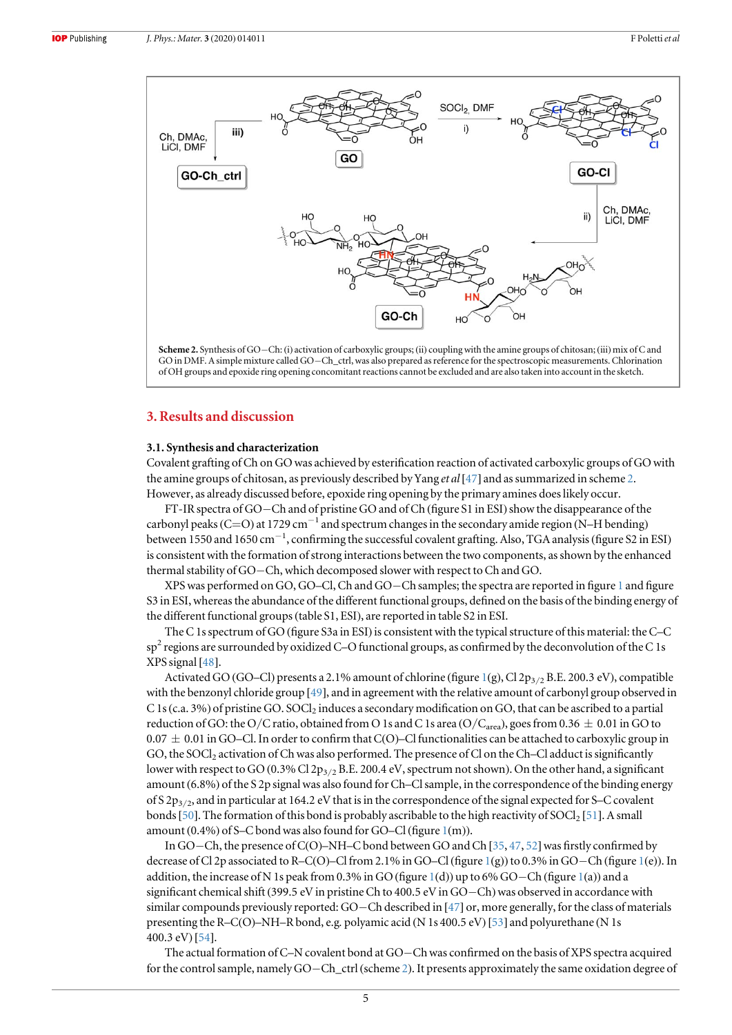**Scheme 2.** Synthesis of GO−Ch: (i) activation of carboxylic groups; (ii) coupling with the amine groups of chitosan; (iii) mix of C and GO in DMF. A simple mixture called GO−Ch_ctrl, was also prepared as reference for the spectroscopic measurements. Chlorination of OH groups and epoxide ring opening concomitant reactions cannot be excluded and are also taken into account in the sketch.

## 3. Results and discussion

### 3.1. Synthesis and characterization

Covalent grafting of Ch on GO was achieved by esterification reaction of activated carboxylic groups of GO with the amine groups of chitosan, as previously described by Yang *et al* [47] and as summarized in scheme 2. However, as already discussed before, epoxide ring opening by the primary amines does likely occur.

FT-IR spectra of GO−Ch and of pristine GO and of Ch (figure S1 in ESI) show the disappearance of the carbonyl peaks (C=O) at 1729 $cm^{-1}$ and spectrum changes in the secondary amide region (N–H bending) between 1550 and 1650 $cm^{-1}$, confirming the successful covalent grafting. Also, TGA analysis (figure S2 in ESI) is consistent with the formation of strong interactions between the two components, as shown by the enhanced thermal stability of GO−Ch, which decomposed slower with respect to Ch and GO.

XPS was performed on GO, GO–Cl, Ch and GO−Ch samples; the spectra are reported in figure 1 and figure S3 in ESI, whereas the abundance of the different functional groups, defined on the basis of the binding energy of the different functional groups (table S1, ESI), are reported in table S2 in ESI.

The C 1s spectrum of GO (figure S3a in ESI) is consistent with the typical structure of this material: the C–C $sp^2$ regions are surrounded by oxidized C–O functional groups, as confirmed by the deconvolution of the C 1s XPS signal [48].

Activated GO (GO–Cl) presents a 2.1% amount of chlorine (figure 1(g), Cl $2p_{3/2}$ B.E. 200.3 eV), compatible with the benzonyl chloride group [49], and in agreement with the relative amount of carbonyl group observed in C 1s (c.a. 3%) of pristine GO. $SOCl_2$ induces a secondary modification on GO, that can be ascribed to a partial reduction of GO: the O/C ratio, obtained from O 1s and C 1s area ($O/C_{area}$), goes from 0.36 ± 0.01 in GO to 0.07 ± 0.01 in GO–Cl. In order to confirm that C(O)–Cl functionalities can be attached to carboxylic group in GO, the $SOCl_2$ activation of Ch was also performed. The presence of Cl on the Ch–Cl adduct is significantly lower with respect to GO (0.3% Cl $2p_{3/2}$ B.E. 200.4 eV, spectrum not shown). On the other hand, a significant amount (6.8%) of the S 2p signal was also found for Ch–Cl sample, in the correspondence of the binding energy of S $2p_{3/2}$, and in particular at 164.2 eV that is in the correspondence of the signal expected for S–C covalent bonds [50]. The formation of this bond is probably ascribable to the high reactivity of $SOCl_2$ [51]. A small amount (0.4%) of S–C bond was also found for GO–Cl (figure 1(m)).

In GO−Ch, the presence of C(O)–NH–C bond between GO and Ch [35, 47, 52] was firstly confirmed by decrease of Cl 2p associated to R–C(O)–Cl from 2.1% in GO–Cl (figure 1(g)) to 0.3% in GO−Ch (figure 1(e)). In addition, the increase of N 1s peak from 0.3% in GO (figure 1(d)) up to 6% GO−Ch (figure 1(a)) and a significant chemical shift (399.5 eV in pristine Ch to 400.5 eV in GO−Ch) was observed in accordance with similar compounds previously reported: GO−Ch described in [47] or, more generally, for the class of materials presenting the R–C(O)–NH–R bond, e.g. polyamic acid (N 1s 400.5 eV) [53] and polyurethane (N 1s 400.3 eV) [54].

The actual formation of C–N covalent bond at GO−Ch was confirmed on the basis of XPS spectra acquired for the control sample, namely GO−Ch_ctrl (scheme 2). It presents approximately the same oxidation degree of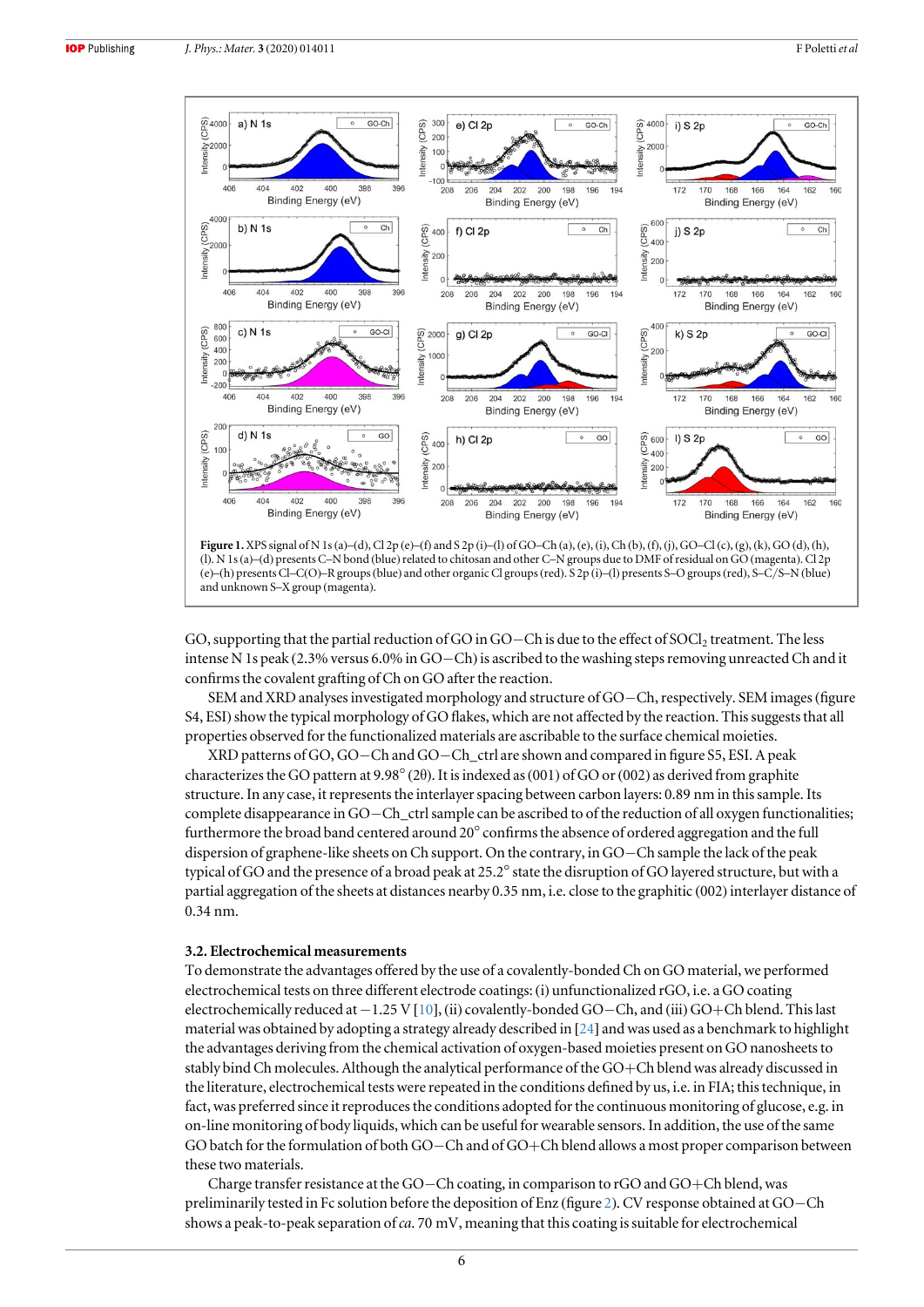**Figure 1.** XPS signal of N 1s (a)–(d), Cl 2p (e)–(f) and S 2p (i)–(l) of GO–Ch (a), (e), (i), Ch (b), (f), (j), GO–Cl (c), (g), (k), GO (d), (h), (l). N 1s (a)–(d) presents C–N bond (blue) related to chitosan and other C–N groups due to DMF of residual on GO (magenta). Cl 2p (e)–(h) presents Cl–C(O)–R groups (blue) and other organic Cl groups (red). S 2p (i)–(l) presents S–O groups (red), S–C/S–N (blue) and unknown S–X group (magenta).

GO, supporting that the partial reduction of GO in GO−Ch is due to the effect of $SOCl_2$ treatment. The less intense N 1s peak (2.3% versus 6.0% in GO−Ch) is ascribed to the washing steps removing unreacted Ch and it confirms the covalent grafting of Ch on GO after the reaction.

SEM and XRD analyses investigated morphology and structure of GO−Ch, respectively. SEM images (figure S4, ESI) show the typical morphology of GO flakes, which are not affected by the reaction. This suggests that all properties observed for the functionalized materials are ascribable to the surface chemical moieties.

XRD patterns of GO, GO−Ch and GO−Ch_ctrl are shown and compared in figure S5, ESI. A peak characterizes the GO pattern at 9.98° (2θ). It is indexed as (001) of GO or (002) as derived from graphite structure. In any case, it represents the interlayer spacing between carbon layers: 0.89 nm in this sample. Its complete disappearance in GO−Ch_ctrl sample can be ascribed to of the reduction of all oxygen functionalities; furthermore the broad band centered around 20° confirms the absence of ordered aggregation and the full dispersion of graphene-like sheets on Ch support. On the contrary, in GO−Ch sample the lack of the peak typical of GO and the presence of a broad peak at 25.2° state the disruption of GO layered structure, but with a partial aggregation of the sheets at distances nearby 0.35 nm, i.e. close to the graphitic (002) interlayer distance of 0.34 nm.

### 3.2. Electrochemical measurements

To demonstrate the advantages offered by the use of a covalently-bonded Ch on GO material, we performed electrochemical tests on three different electrode coatings: (i) unfunctionalized rGO, i.e. a GO coating electrochemically reduced at −1.25 V [10], (ii) covalently-bonded GO−Ch, and (iii) GO+Ch blend. This last material was obtained by adopting a strategy already described in [24] and was used as a benchmark to highlight the advantages deriving from the chemical activation of oxygen-based moieties present on GO nanosheets to stably bind Ch molecules. Although the analytical performance of the GO+Ch blend was already discussed in the literature, electrochemical tests were repeated in the conditions defined by us, i.e. in FIA; this technique, in fact, was preferred since it reproduces the conditions adopted for the continuous monitoring of glucose, e.g. in on-line monitoring of body liquids, which can be useful for wearable sensors. In addition, the use of the same GO batch for the formulation of both GO−Ch and of GO+Ch blend allows a most proper comparison between these two materials.

Charge transfer resistance at the GO−Ch coating, in comparison to rGO and GO+Ch blend, was preliminarily tested in Fc solution before the deposition of Enz (figure 2). CV response obtained at GO−Ch shows a peak-to-peak separation of *ca.* 70 mV, meaning that this coating is suitable for electrochemical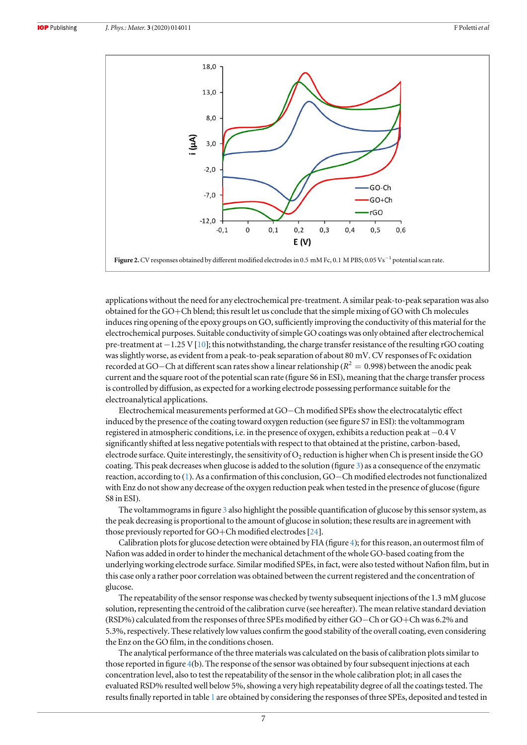Figure 2. CV responses obtained by different modified electrodes in 0.5 mM Fc, 0.1 M PBS; 0.05 V $s^{-1}$ potential scan rate.

applications without the need for any electrochemical pre-treatment. A similar peak-to-peak separation was also obtained for the GO+Ch blend; this result let us conclude that the simple mixing of GO with Ch molecules induces ring opening of the epoxy groups on GO, sufficiently improving the conductivity of this material for the electrochemical purposes. Suitable conductivity of simple GO coatings was only obtained after electrochemical pre-treatment at −1.25 V [10]; this notwithstanding, the charge transfer resistance of the resulting rGO coating was slightly worse, as evident from a peak-to-peak separation of about 80 mV. CV responses of Fc oxidation recorded at GO−Ch at different scan rates show a linear relationship ($R^2 = 0.998$) between the anodic peak current and the square root of the potential scan rate (figure S6 in ESI), meaning that the charge transfer process is controlled by diffusion, as expected for a working electrode possessing performance suitable for the electroanalytical applications.

Electrochemical measurements performed at GO−Ch modified SPEs show the electrocatalytic effect induced by the presence of the coating toward oxygen reduction (see figure S7 in ESI): the voltammogram registered in atmospheric conditions, i.e. in the presence of oxygen, exhibits a reduction peak at −0.4 V significantly shifted at less negative potentials with respect to that obtained at the pristine, carbon-based, electrode surface. Quite interestingly, the sensitivity of $O_2$ reduction is higher when Ch is present inside the GO coating. This peak decreases when glucose is added to the solution (figure 3) as a consequence of the enzymatic reaction, according to (1). As a confirmation of this conclusion, GO−Ch modified electrodes not functionalized with Enz do not show any decrease of the oxygen reduction peak when tested in the presence of glucose (figure S8 in ESI).

The voltammograms in figure 3 also highlight the possible quantification of glucose by this sensor system, as the peak decreasing is proportional to the amount of glucose in solution; these results are in agreement with those previously reported for GO+Ch modified electrodes [24].

Calibration plots for glucose detection were obtained by FIA (figure 4); for this reason, an outermost film of Nafion was added in order to hinder the mechanical detachment of the whole GO-based coating from the underlying working electrode surface. Similar modified SPEs, in fact, were also tested without Nafion film, but in this case only a rather poor correlation was obtained between the current registered and the concentration of glucose.

The repeatability of the sensor response was checked by twenty subsequent injections of the 1.3 mM glucose solution, representing the centroid of the calibration curve (see hereafter). The mean relative standard deviation (RSD%) calculated from the responses of three SPEs modified by either GO−Ch or GO+Ch was 6.2% and 5.3%, respectively. These relatively low values confirm the good stability of the overall coating, even considering the Enz on the GO film, in the conditions chosen.

The analytical performance of the three materials was calculated on the basis of calibration plots similar to those reported in figure 4(b). The response of the sensor was obtained by four subsequent injections at each concentration level, also to test the repeatability of the sensor in the whole calibration plot; in all cases the evaluated RSD% resulted well below 5%, showing a very high repeatability degree of all the coatings tested. The results finally reported in table 1 are obtained by considering the responses of three SPEs, deposited and tested in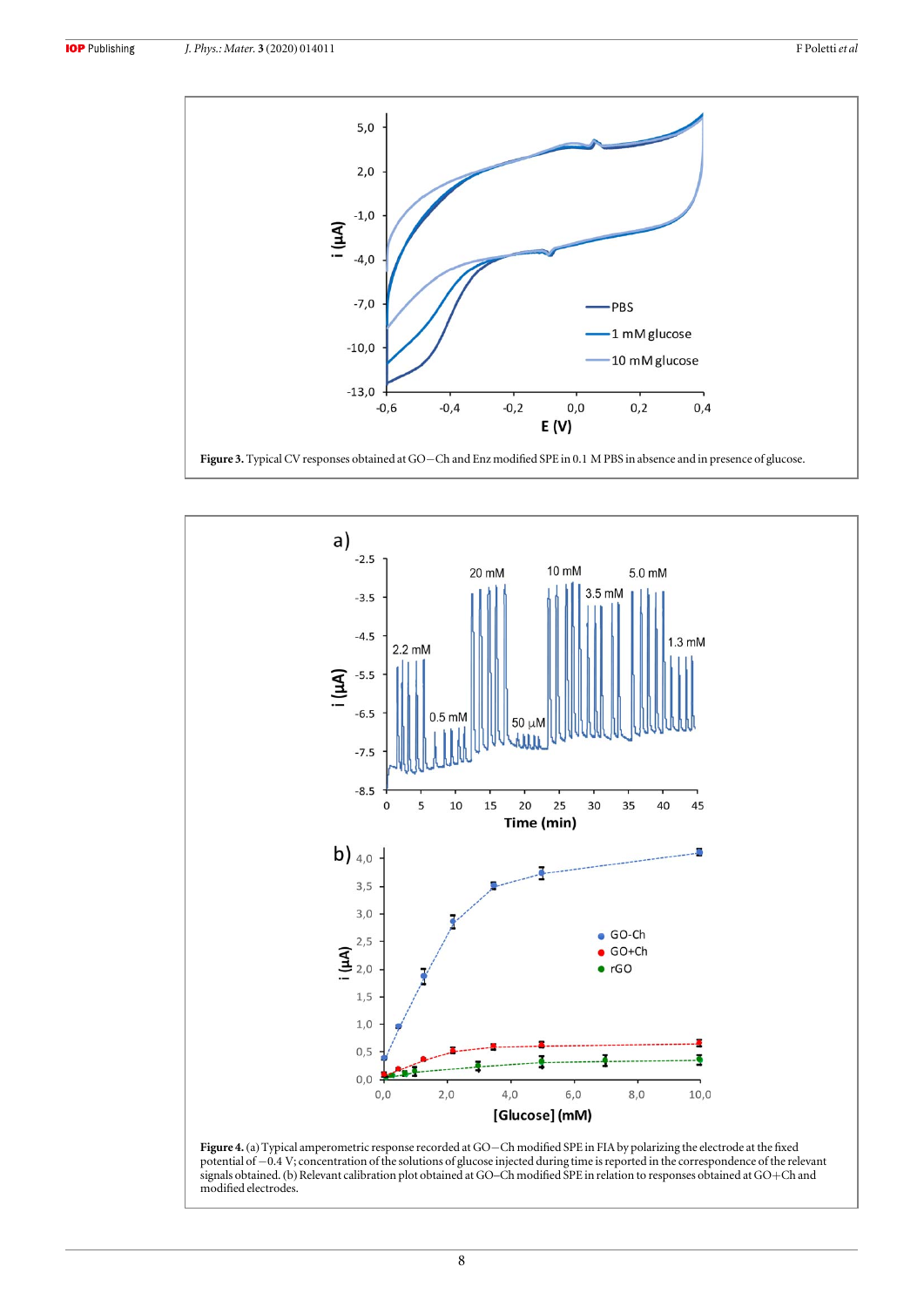**Figure 3.** Typical CV responses obtained at GO−Ch and Enz modified SPE in 0.1 M PBS in absence and in presence of glucose.

**Figure 4.** (a) Typical amperometric response recorded at GO−Ch modified SPE in FIA by polarizing the electrode at the fixed potential of −0.4 V; concentration of the solutions of glucose injected during time is reported in the correspondence of the relevant signals obtained. (b) Relevant calibration plot obtained at GO–Ch modified SPE in relation to responses obtained at GO+Ch and modified electrodes.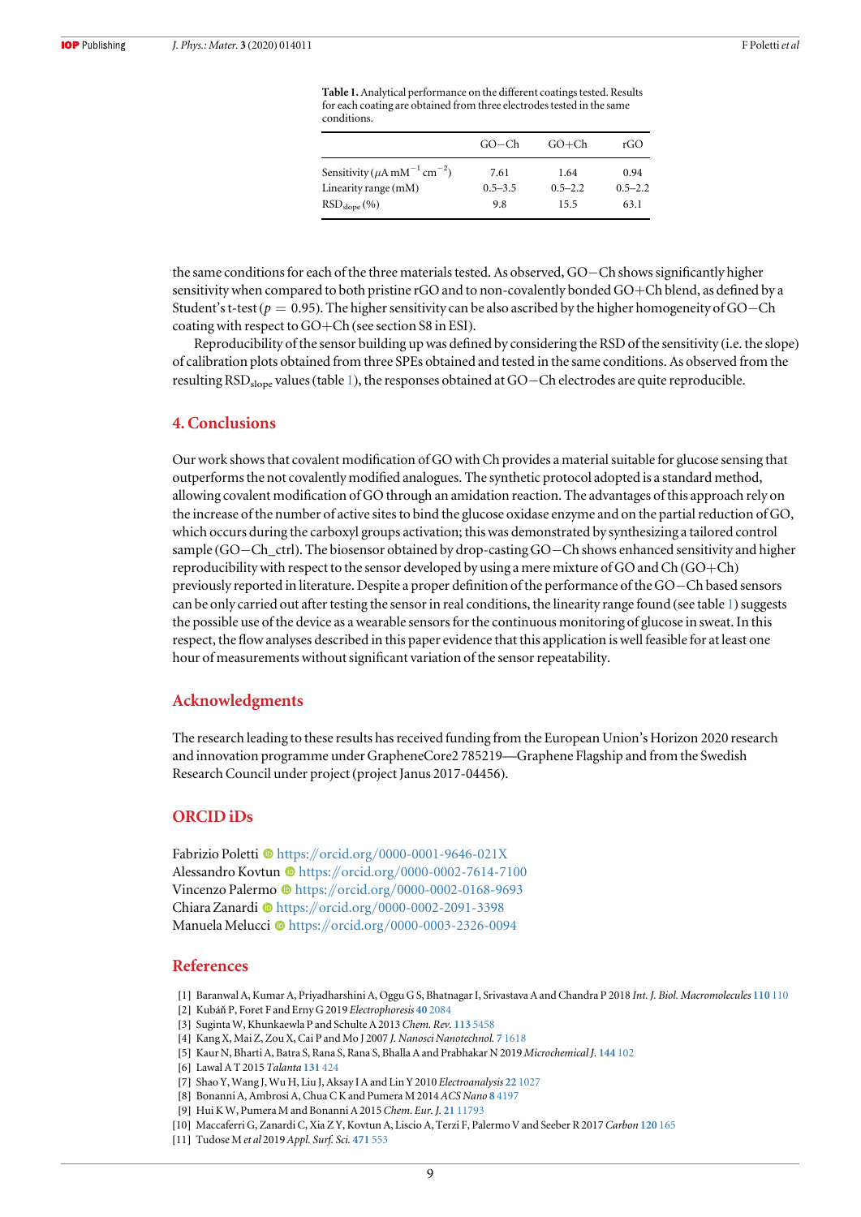**Table 1.** Analytical performance on the different coatings tested. Results for each coating are obtained from three electrodes tested in the same conditions.

| | GO−Ch | GO+Ch | rGO |
|---|---|---|---|
| Sensitivity ($\mu$A mM$^{-1}$ cm$^{-2}$) | 7.61 | 1.64 | 0.94 |
| Linearity range (mM) | 0.5–3.5 | 0.5–2.2 | 0.5–2.2 |
| $RSD_{slope}$ (%) | 9.8 | 15.5 | 63.1 |

the same conditions for each of the three materials tested. As observed, GO−Ch shows significantly higher sensitivity when compared to both pristine rGO and to non-covalently bonded GO+Ch blend, as defined by a Student's t-test ($p = 0.95$). The higher sensitivity can be also ascribed by the higher homogeneity of GO−Ch coating with respect to GO+Ch (see section S8 in ESI).

Reproducibility of the sensor building up was defined by considering the RSD of the sensitivity (i.e. the slope) of calibration plots obtained from three SPEs obtained and tested in the same conditions. As observed from the resulting $RSD_{slope}$ values (table 1), the responses obtained at GO−Ch electrodes are quite reproducible.

## 4. Conclusions

Our work shows that covalent modification of GO with Ch provides a material suitable for glucose sensing that outperforms the not covalently modified analogues. The synthetic protocol adopted is a standard method, allowing covalent modification of GO through an amidation reaction. The advantages of this approach rely on the increase of the number of active sites to bind the glucose oxidase enzyme and on the partial reduction of GO, which occurs during the carboxyl groups activation; this was demonstrated by synthesizing a tailored control sample (GO−Ch_ctrl). The biosensor obtained by drop-casting GO−Ch shows enhanced sensitivity and higher reproducibility with respect to the sensor developed by using a mere mixture of GO and Ch (GO+Ch) previously reported in literature. Despite a proper definition of the performance of the GO−Ch based sensors can be only carried out after testing the sensor in real conditions, the linearity range found (see table 1) suggests the possible use of the device as a wearable sensors for the continuous monitoring of glucose in sweat. In this respect, the flow analyses described in this paper evidence that this application is well feasible for at least one hour of measurements without significant variation of the sensor repeatability.

## Acknowledgments

The research leading to these results has received funding from the European Union's Horizon 2020 research and innovation programme under GrapheneCore2 785219—Graphene Flagship and from the Swedish Research Council under project (project Janus 2017-04456).

## ORCID iDs

Fabrizio Poletti https://orcid.org/0000-0001-9646-021X
Alessandro Kovtun https://orcid.org/0000-0002-7614-7100
Vincenzo Palermo https://orcid.org/0000-0002-0168-9693
Chiara Zanardi https://orcid.org/0000-0002-2091-3398
Manuela Melucci https://orcid.org/0000-0003-2326-0094

## References

[1] Baranwal A, Kumar A, Priyadharshini A, Oggu G S, Bhatnagar I, Srivastava A and Chandra P 2018 *Int. J. Biol. Macromolecules* **110** 110
[2] Kubáň P, Foret F and Erny G 2019 *Electrophoresis* **40** 2084
[3] Suginta W, Khunkaewla P and Schulte A 2013 *Chem. Rev.* **113** 5458
[4] Kang X, Mai Z, Zou X, Cai P and Mo J 2007 *J. Nanosci Nanotechnol.* **7** 1618
[5] Kaur N, Bharti A, Batra S, Rana S, Rana S, Bhalla A and Prabhakar N 2019 *Microchemical J.* **144** 102
[6] Lawal A T 2015 *Talanta* **131** 424
[7] Shao Y, Wang J, Wu H, Liu J, Aksay I A and Lin Y 2010 *Electroanalysis* **22** 1027
[8] Bonanni A, Ambrosi A, Chua C K and Pumera M 2014 *ACS Nano* **8** 4197
[9] Hui K W, Pumera M and Bonanni A 2015 *Chem. Eur. J.* **21** 11793
[10] Maccaferri G, Zanardi C, Xia Z Y, Kovtun A, Liscio A, Terzi F, Palermo V and Seeber R 2017 *Carbon* **120** 165
[11] Tudose M *et al* 2019 *Appl. Surf. Sci.* **471** 553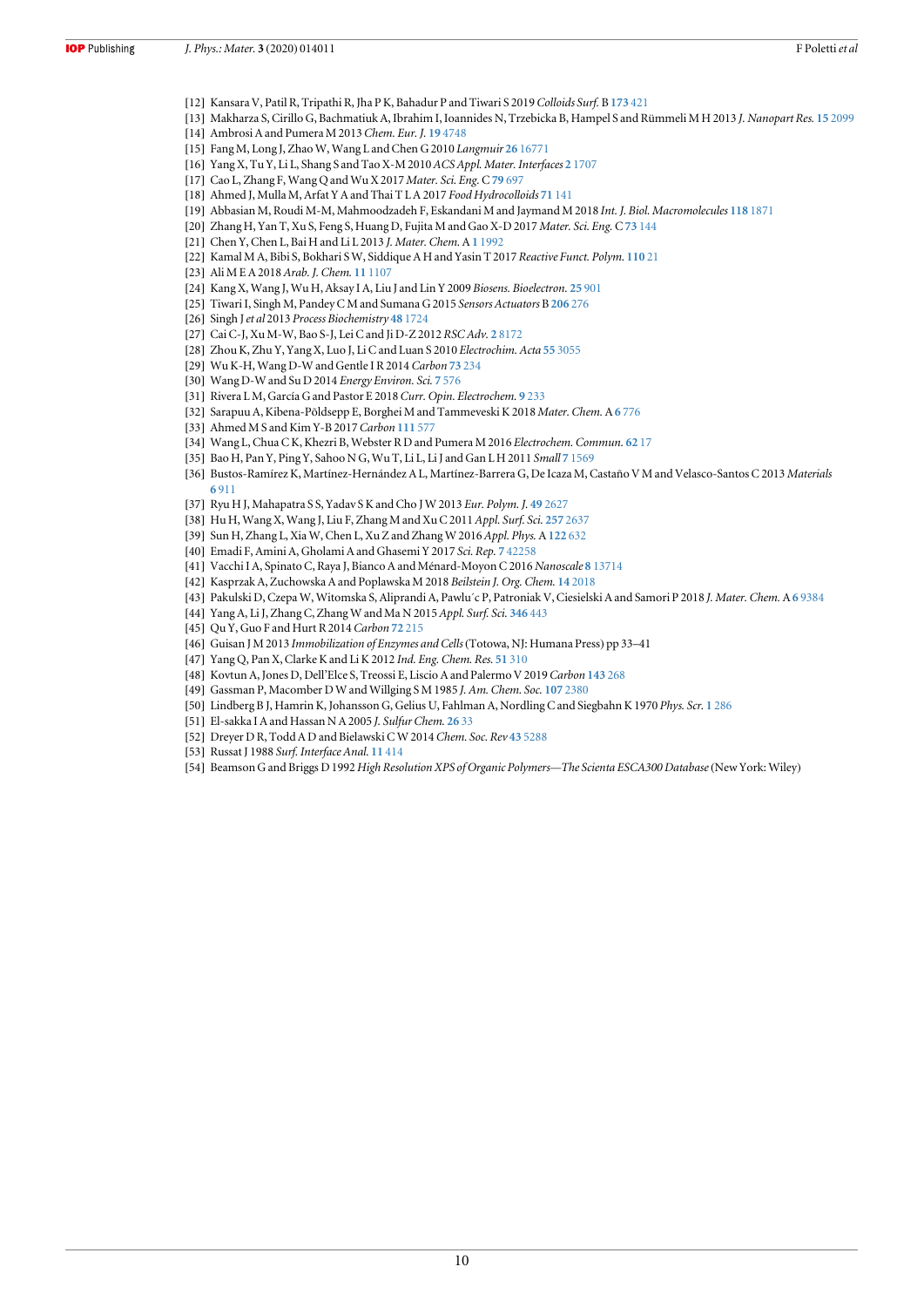[12] Kansara V, Patil R, Tripathi R, Jha P K, Bahadur P and Tiwari S 2019 *Colloids Surf.* B **173** 421

[13] Makharza S, Cirillo G, Bachmatiuk A, Ibrahim I, Ioannides N, Trzebicka B, Hampel S and Rümmeli M H 2013 *J. Nanopart Res.* **15** 2099

[14] Ambrosi A and Pumera M 2013 *Chem. Eur. J.* **19** 4748

[15] Fang M, Long J, Zhao W, Wang L and Chen G 2010 *Langmuir* **26** 16771

[16] Yang X, Tu Y, Li L, Shang S and Tao X-M 2010 *ACS Appl. Mater. Interfaces* **2** 1707

[17] Cao L, Zhang F, Wang Q and Wu X 2017 *Mater. Sci. Eng.* C **79** 697

[18] Ahmed J, Mulla M, Arfat Y A and Thai T L A 2017 *Food Hydrocolloids* **71** 141

[19] Abbasian M, Roudi M-M, Mahmoodzadeh F, Eskandani M and Jaymand M 2018 *Int. J. Biol. Macromolecules* **118** 1871

[20] Zhang H, Yan T, Xu S, Feng S, Huang D, Fujita M and Gao X-D 2017 *Mater. Sci. Eng.* C **73** 144

[21] Chen Y, Chen L, Bai H and Li L 2013 *J. Mater. Chem.* A **1** 1992

[22] Kamal M A, Bibi S, Bokhari S W, Siddique A H and Yasin T 2017 *Reactive Funct. Polym.* **110** 21

[23] Ali M E A 2018 *Arab. J. Chem.* **11** 1107

[24] Kang X, Wang J, Wu H, Aksay I A, Liu J and Lin Y 2009 *Biosens. Bioelectron.* **25** 901

[25] Tiwari I, Singh M, Pandey C M and Sumana G 2015 *Sensors Actuators* B **206** 276

[26] Singh J *et al* 2013 *Process Biochemistry* **48** 1724

[27] Cai C-J, Xu M-W, Bao S-J, Lei C and Ji D-Z 2012 *RSC Adv.* **2** 8172

[28] Zhou K, Zhu Y, Yang X, Luo J, Li C and Luan S 2010 *Electrochim. Acta* **55** 3055

[29] Wu K-H, Wang D-W and Gentle I R 2014 *Carbon* **73** 234

[30] Wang D-W and Su D 2014 *Energy Environ. Sci.* **7** 576

[31] Rivera L M, García G and Pastor E 2018 *Curr. Opin. Electrochem.* **9** 233

[32] Sarapuu A, Kibena-Põldsepp E, Borghei M and Tammeveski K 2018 *Mater. Chem.* A **6** 776

[33] Ahmed M S and Kim Y-B 2017 *Carbon* **111** 577

[34] Wang L, Chua C K, Khezri B, Webster R D and Pumera M 2016 *Electrochem. Commun.* **62** 17

[35] Bao H, Pan Y, Ping Y, Sahoo N G, Wu T, Li L, Li J and Gan L H 2011 *Small* **7** 1569

[36] Bustos-Ramírez K, Martínez-Hernández A L, Martínez-Barrera G, De Icaza M, Castaño V M and Velasco-Santos C 2013 *Materials* **6** 911

[37] Ryu H J, Mahapatra S S, Yadav S K and Cho J W 2013 *Eur. Polym. J.* **49** 2627

[38] Hu H, Wang X, Wang J, Liu F, Zhang M and Xu C 2011 *Appl. Surf. Sci.* **257** 2637

[39] Sun H, Zhang L, Xia W, Chen L, Xu Z and Zhang W 2016 *Appl. Phys.* A **122** 632

[40] Emadi F, Amini A, Gholami A and Ghasemi Y 2017 *Sci. Rep.* **7** 42258

[41] Vacchi I A, Spinato C, Raya J, Bianco A and Ménard-Moyon C 2016 *Nanoscale* **8** 13714

[42] Kasprzak A, Zuchowska A and Poplawska M 2018 *Beilstein J. Org. Chem.* **14** 2018

[43] Pakulski D, Czepa W, Witomska S, Aliprandi A, Pawlu´c P, Patroniak V, Ciesielski A and Samori P 2018 *J. Mater. Chem.* A **6** 9384

[44] Yang A, Li J, Zhang C, Zhang W and Ma N 2015 *Appl. Surf. Sci.* **346** 443

[45] Qu Y, Guo F and Hurt R 2014 *Carbon* **72** 215

[46] Guisan J M 2013 *Immobilization of Enzymes and Cells* (Totowa, NJ: Humana Press) pp 33–41

[47] Yang Q, Pan X, Clarke K and Li K 2012 *Ind. Eng. Chem. Res.* **51** 310

[48] Kovtun A, Jones D, Dell'Elce S, Treossi E, Liscio A and Palermo V 2019 *Carbon* **143** 268

[49] Gassman P, Macomber D W and Willging S M 1985 *J. Am. Chem. Soc.* **107** 2380

[50] Lindberg B J, Hamrin K, Johansson G, Gelius U, Fahlman A, Nordling C and Siegbahn K 1970 *Phys. Scr.* **1** 286

[51] El-sakka I A and Hassan N A 2005 *J. Sulfur Chem.* **26** 33

[52] Dreyer D R, Todd A D and Bielawski C W 2014 *Chem. Soc. Rev* **43** 5288

[53] Russat J 1988 *Surf. Interface Anal.* **11** 414

[54] Beamson G and Briggs D 1992 *High Resolution XPS of Organic Polymers—The Scienta ESCA300 Database* (New York: Wiley)